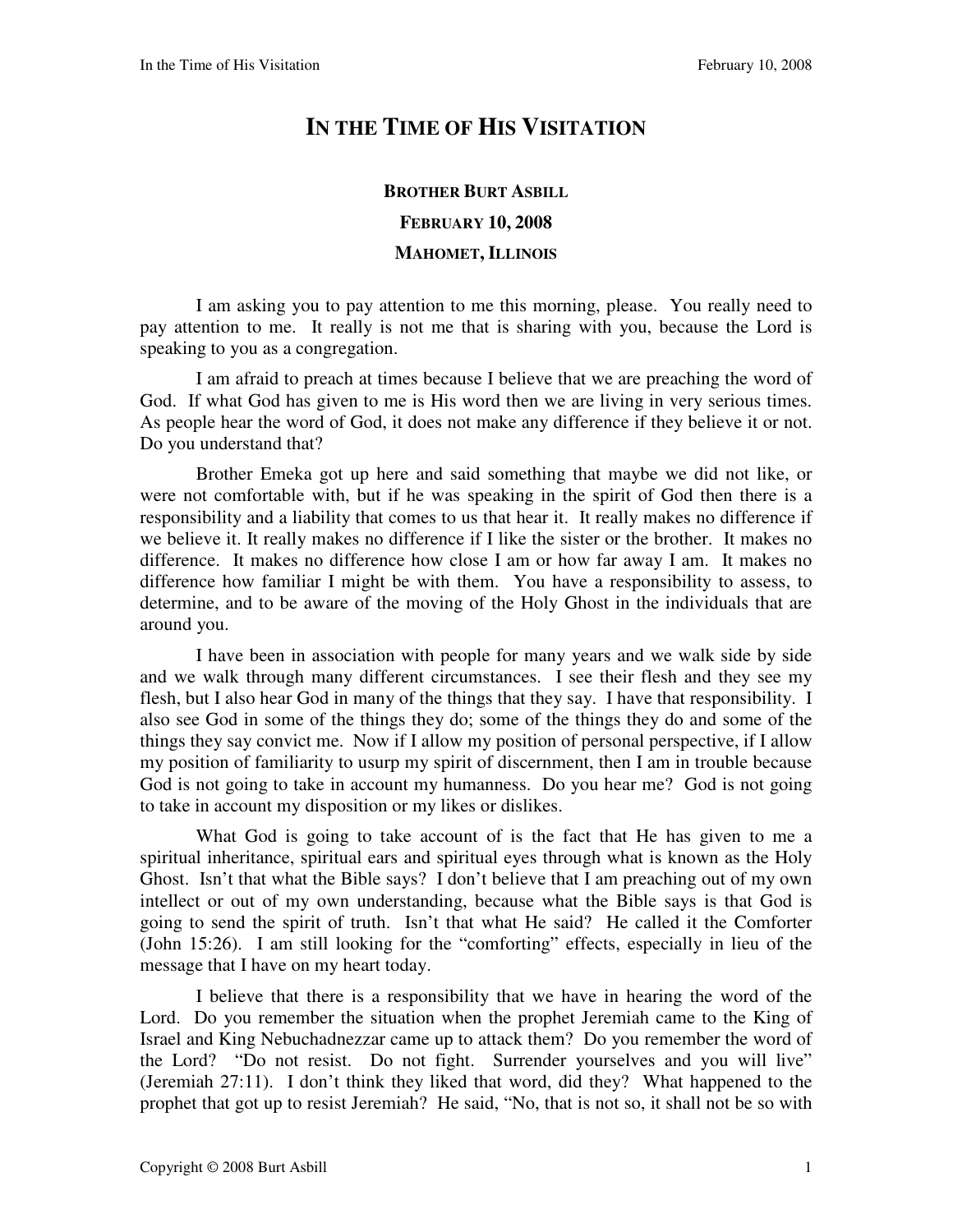# In the Time of His Visitation

**Brother Burt Asbill**

**February 10, 2008**

**Mahomet, Illinois**

I am asking you to pay attention to me this morning, please. You really need to pay attention to me. It really is not me that is sharing with you, because the Lord is speaking to you as a congregation.

I am afraid to preach at times because I believe that we are preaching the word of God. If what God has given to me is His word then we are living in very serious times. As people hear the word of God, it does not make any difference if they believe it or not. Do you understand that?

Brother Emeka got up here and said something that maybe we did not like, or were not comfortable with, but if he was speaking in the spirit of God then there is a responsibility and a liability that comes to us that hear it. It really makes no difference if we believe it. It really makes no difference if I like the sister or the brother. It makes no difference. It makes no difference how close I am or how far away I am. It makes no difference how familiar I might be with them. You have a responsibility to assess, to determine, and to be aware of the moving of the Holy Ghost in the individuals that are around you.

I have been in association with people for many years and we walk side by side and we walk through many different circumstances. I see their flesh and they see my flesh, but I also hear God in many of the things that they say. I have that responsibility. I also see God in some of the things they do; some of the things they do and some of the things they say convict me. Now if I allow my position of personal perspective, if I allow my position of familiarity to usurp my spirit of discernment, then I am in trouble because God is not going to take in account my humanness. Do you hear me? God is not going to take in account my disposition or my likes or dislikes.

What God is going to take account of is the fact that He has given to me a spiritual inheritance, spiritual ears and spiritual eyes through what is known as the Holy Ghost. Isn't that what the Bible says? I don't believe that I am preaching out of my own intellect or out of my own understanding, because what the Bible says is that God is going to send the spirit of truth. Isn't that what He said? He called it the Comforter (John 15:26). I am still looking for the "comforting" effects, especially in lieu of the message that I have on my heart today.

I believe that there is a responsibility that we have in hearing the word of the Lord. Do you remember the situation when the prophet Jeremiah came to the King of Israel and King Nebuchadnezzar came up to attack them? Do you remember the word of the Lord? "Do not resist. Do not fight. Surrender yourselves and you will live" (Jeremiah 27:11). I don't think they liked that word, did they? What happened to the prophet that got up to resist Jeremiah? He said, "No, that is not so, it shall not be so with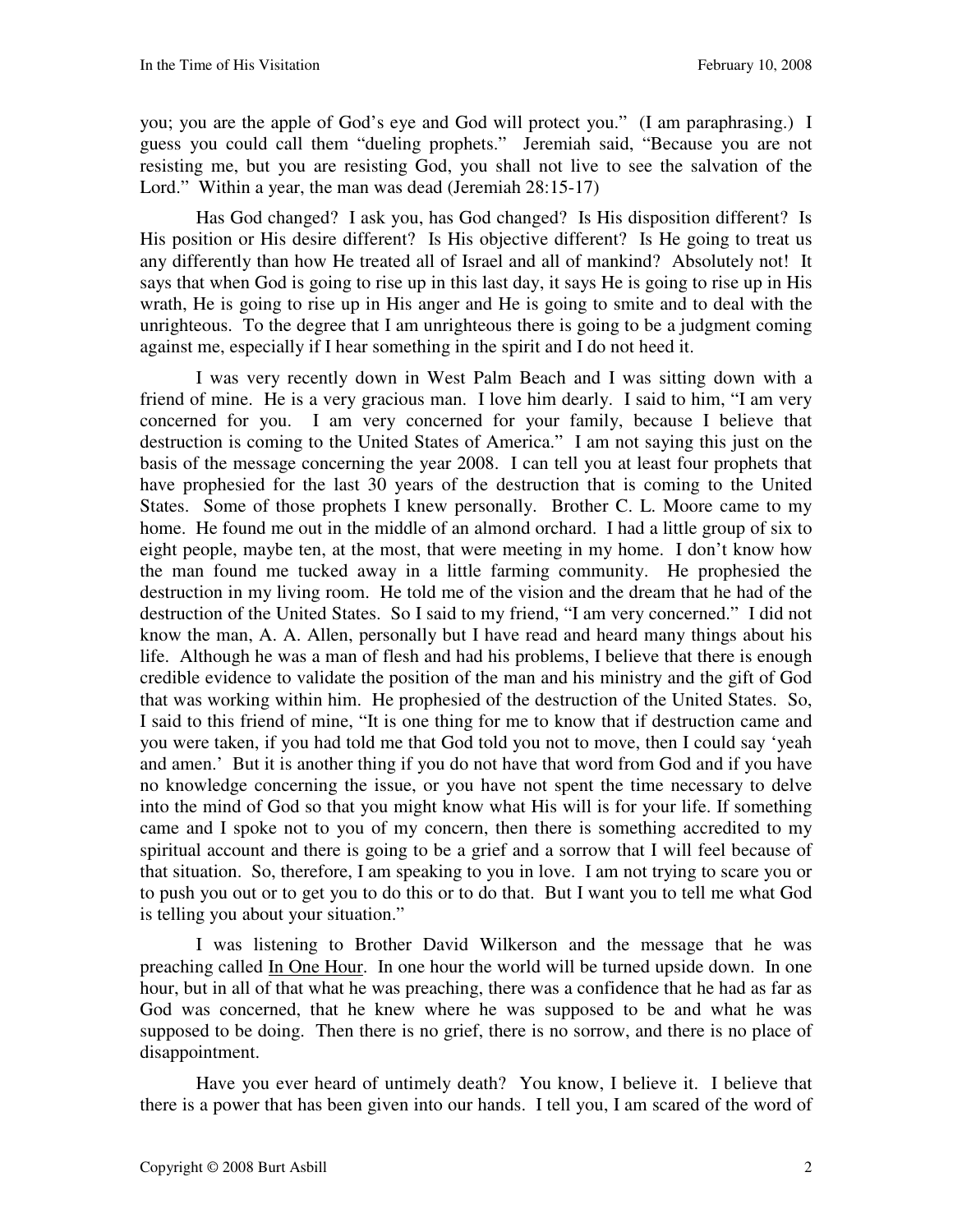you; you are the apple of God's eye and God will protect you." (I am paraphrasing.) I guess you could call them "dueling prophets." Jeremiah said, "Because you are not resisting me, but you are resisting God, you shall not live to see the salvation of the Lord." Within a year, the man was dead (Jeremiah 28:15-17)

Has God changed? I ask you, has God changed? Is His disposition different? Is His position or His desire different? Is His objective different? Is He going to treat us any differently than how He treated all of Israel and all of mankind? Absolutely not! It says that when God is going to rise up in this last day, it says He is going to rise up in His wrath, He is going to rise up in His anger and He is going to smite and to deal with the unrighteous. To the degree that I am unrighteous there is going to be a judgment coming against me, especially if I hear something in the spirit and I do not heed it.

I was very recently down in West Palm Beach and I was sitting down with a friend of mine. He is a very gracious man. I love him dearly. I said to him, "I am very concerned for you. I am very concerned for your family, because I believe that destruction is coming to the United States of America." I am not saying this just on the basis of the message concerning the year 2008. I can tell you at least four prophets that have prophesied for the last 30 years of the destruction that is coming to the United States. Some of those prophets I knew personally. Brother C. L. Moore came to my home. He found me out in the middle of an almond orchard. I had a little group of six to eight people, maybe ten, at the most, that were meeting in my home. I don't know how the man found me tucked away in a little farming community. He prophesied the destruction in my living room. He told me of the vision and the dream that he had of the destruction of the United States. So I said to my friend, "I am very concerned." I did not know the man, A. A. Allen, personally but I have read and heard many things about his life. Although he was a man of flesh and had his problems, I believe that there is enough credible evidence to validate the position of the man and his ministry and the gift of God that was working within him. He prophesied of the destruction of the United States. So, I said to this friend of mine, "It is one thing for me to know that if destruction came and you were taken, if you had told me that God told you not to move, then I could say 'yeah and amen.' But it is another thing if you do not have that word from God and if you have no knowledge concerning the issue, or you have not spent the time necessary to delve into the mind of God so that you might know what His will is for your life. If something came and I spoke not to you of my concern, then there is something accredited to my spiritual account and there is going to be a grief and a sorrow that I will feel because of that situation. So, therefore, I am speaking to you in love. I am not trying to scare you or to push you out or to get you to do this or to do that. But I want you to tell me what God is telling you about your situation."

I was listening to Brother David Wilkerson and the message that he was preaching called <u>In One Hour</u>. In one hour the world will be turned upside down. In one hour, but in all of that what he was preaching, there was a confidence that he had as far as God was concerned, that he knew where he was supposed to be and what he was supposed to be doing. Then there is no grief, there is no sorrow, and there is no place of disappointment.

Have you ever heard of untimely death? You know, I believe it. I believe that there is a power that has been given into our hands. I tell you, I am scared of the word of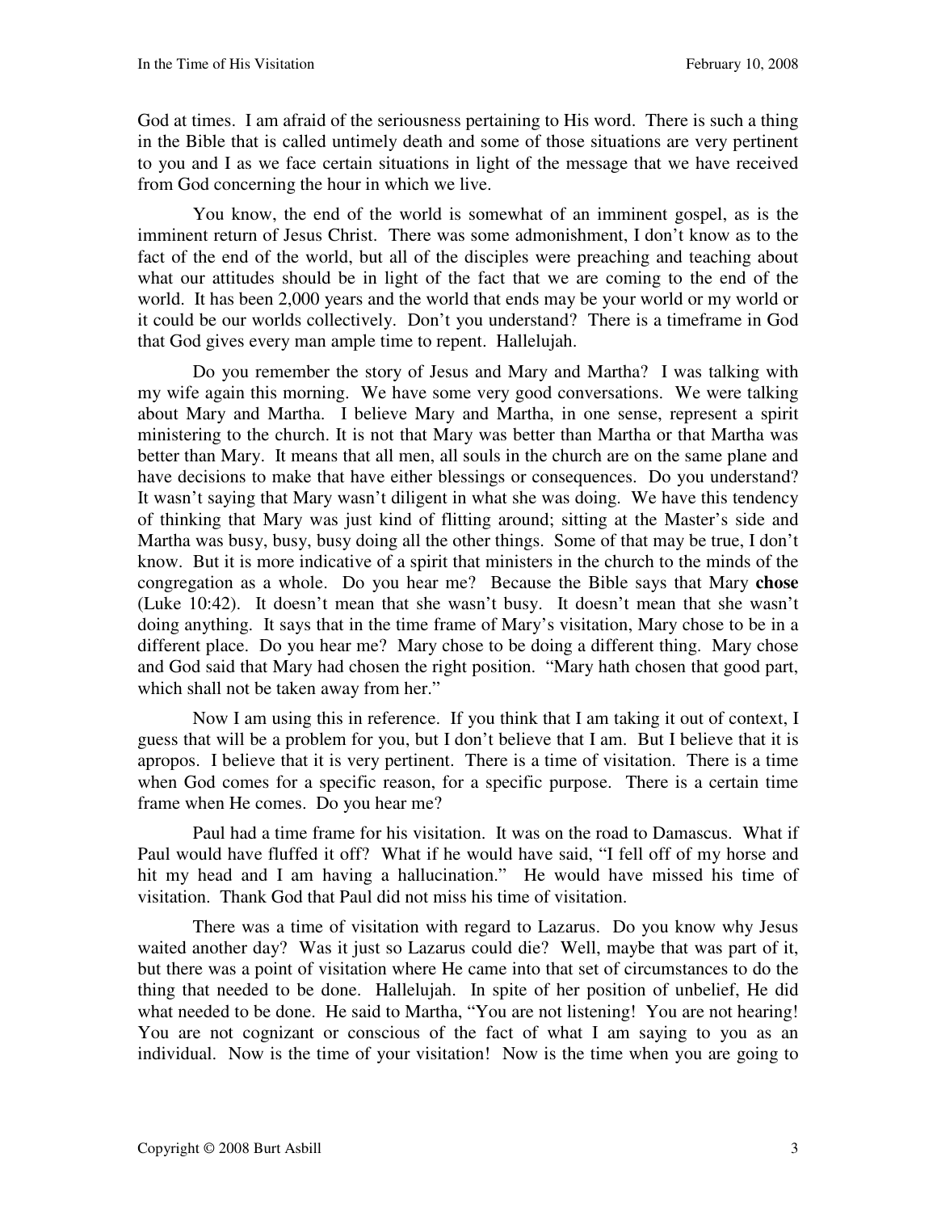God at times. I am afraid of the seriousness pertaining to His word. There is such a thing in the Bible that is called untimely death and some of those situations are very pertinent to you and I as we face certain situations in light of the message that we have received from God concerning the hour in which we live.

You know, the end of the world is somewhat of an imminent gospel, as is the imminent return of Jesus Christ. There was some admonishment, I don't know as to the fact of the end of the world, but all of the disciples were preaching and teaching about what our attitudes should be in light of the fact that we are coming to the end of the world. It has been 2,000 years and the world that ends may be your world or my world or it could be our worlds collectively. Don't you understand? There is a timeframe in God that God gives every man ample time to repent. Hallelujah.

Do you remember the story of Jesus and Mary and Martha? I was talking with my wife again this morning. We have some very good conversations. We were talking about Mary and Martha. I believe Mary and Martha, in one sense, represent a spirit ministering to the church. It is not that Mary was better than Martha or that Martha was better than Mary. It means that all men, all souls in the church are on the same plane and have decisions to make that have either blessings or consequences. Do you understand? It wasn't saying that Mary wasn't diligent in what she was doing. We have this tendency of thinking that Mary was just kind of flitting around; sitting at the Master's side and Martha was busy, busy, busy doing all the other things. Some of that may be true, I don't know. But it is more indicative of a spirit that ministers in the church to the minds of the congregation as a whole. Do you hear me? Because the Bible says that Mary **chose** (Luke 10:42). It doesn't mean that she wasn't busy. It doesn't mean that she wasn't doing anything. It says that in the time frame of Mary's visitation, Mary chose to be in a different place. Do you hear me? Mary chose to be doing a different thing. Mary chose and God said that Mary had chosen the right position. "Mary hath chosen that good part, which shall not be taken away from her."

Now I am using this in reference. If you think that I am taking it out of context, I guess that will be a problem for you, but I don't believe that I am. But I believe that it is apropos. I believe that it is very pertinent. There is a time of visitation. There is a time when God comes for a specific reason, for a specific purpose. There is a certain time frame when He comes. Do you hear me?

Paul had a time frame for his visitation. It was on the road to Damascus. What if Paul would have fluffed it off? What if he would have said, "I fell off of my horse and hit my head and I am having a hallucination." He would have missed his time of visitation. Thank God that Paul did not miss his time of visitation.

There was a time of visitation with regard to Lazarus. Do you know why Jesus waited another day? Was it just so Lazarus could die? Well, maybe that was part of it, but there was a point of visitation where He came into that set of circumstances to do the thing that needed to be done. Hallelujah. In spite of her position of unbelief, He did what needed to be done. He said to Martha, "You are not listening! You are not hearing! You are not cognizant or conscious of the fact of what I am saying to you as an individual. Now is the time of your visitation! Now is the time when you are going to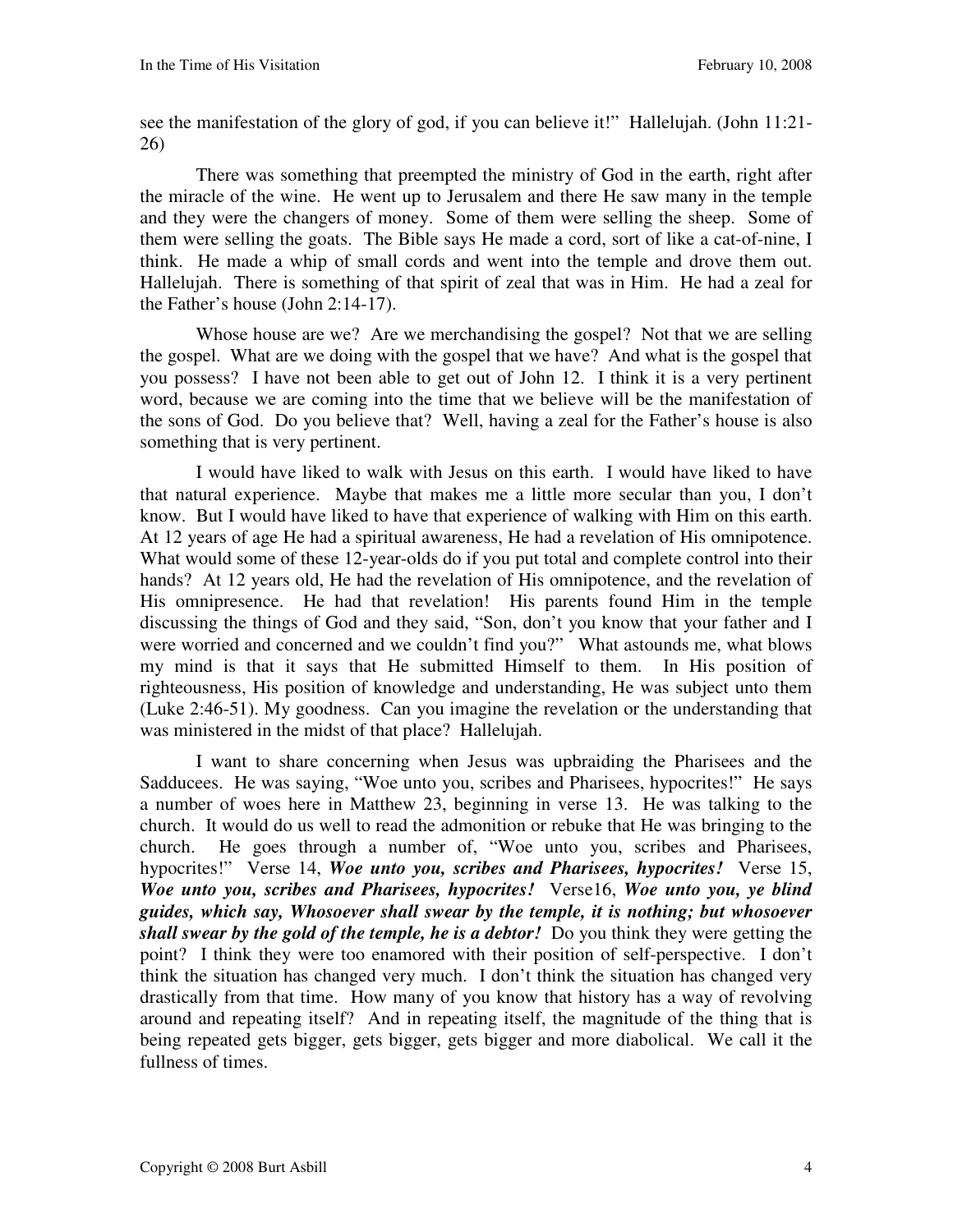see the manifestation of the glory of god, if you can believe it!" Hallelujah. (John 11:21-26)

There was something that preempted the ministry of God in the earth, right after the miracle of the wine. He went up to Jerusalem and there He saw many in the temple and they were the changers of money. Some of them were selling the sheep. Some of them were selling the goats. The Bible says He made a cord, sort of like a cat-of-nine, I think. He made a whip of small cords and went into the temple and drove them out. Hallelujah. There is something of that spirit of zeal that was in Him. He had a zeal for the Father's house (John 2:14-17).

Whose house are we? Are we merchandising the gospel? Not that we are selling the gospel. What are we doing with the gospel that we have? And what is the gospel that you possess? I have not been able to get out of John 12. I think it is a very pertinent word, because we are coming into the time that we believe will be the manifestation of the sons of God. Do you believe that? Well, having a zeal for the Father's house is also something that is very pertinent.

I would have liked to walk with Jesus on this earth. I would have liked to have that natural experience. Maybe that makes me a little more secular than you, I don't know. But I would have liked to have that experience of walking with Him on this earth. At 12 years of age He had a spiritual awareness, He had a revelation of His omnipotence. What would some of these 12-year-olds do if you put total and complete control into their hands? At 12 years old, He had the revelation of His omnipotence, and the revelation of His omnipresence. He had that revelation! His parents found Him in the temple discussing the things of God and they said, "Son, don't you know that your father and I were worried and concerned and we couldn't find you?" What astounds me, what blows my mind is that it says that He submitted Himself to them. In His position of righteousness, His position of knowledge and understanding, He was subject unto them (Luke 2:46-51). My goodness. Can you imagine the revelation or the understanding that was ministered in the midst of that place? Hallelujah.

I want to share concerning when Jesus was upbraiding the Pharisees and the Sadducees. He was saying, "Woe unto you, scribes and Pharisees, hypocrites!" He says a number of woes here in Matthew 23, beginning in verse 13. He was talking to the church. It would do us well to read the admonition or rebuke that He was bringing to the church. He goes through a number of, "Woe unto you, scribes and Pharisees, hypocrites!" Verse 14, ***Woe unto you, scribes and Pharisees, hypocrites!*** Verse 15, ***Woe unto you, scribes and Pharisees, hypocrites!*** Verse16, ***Woe unto you, ye blind guides, which say, Whosoever shall swear by the temple, it is nothing; but whosoever shall swear by the gold of the temple, he is a debtor!*** Do you think they were getting the point? I think they were too enamored with their position of self-perspective. I don't think the situation has changed very much. I don't think the situation has changed very drastically from that time. How many of you know that history has a way of revolving around and repeating itself? And in repeating itself, the magnitude of the thing that is being repeated gets bigger, gets bigger, gets bigger and more diabolical. We call it the fullness of times.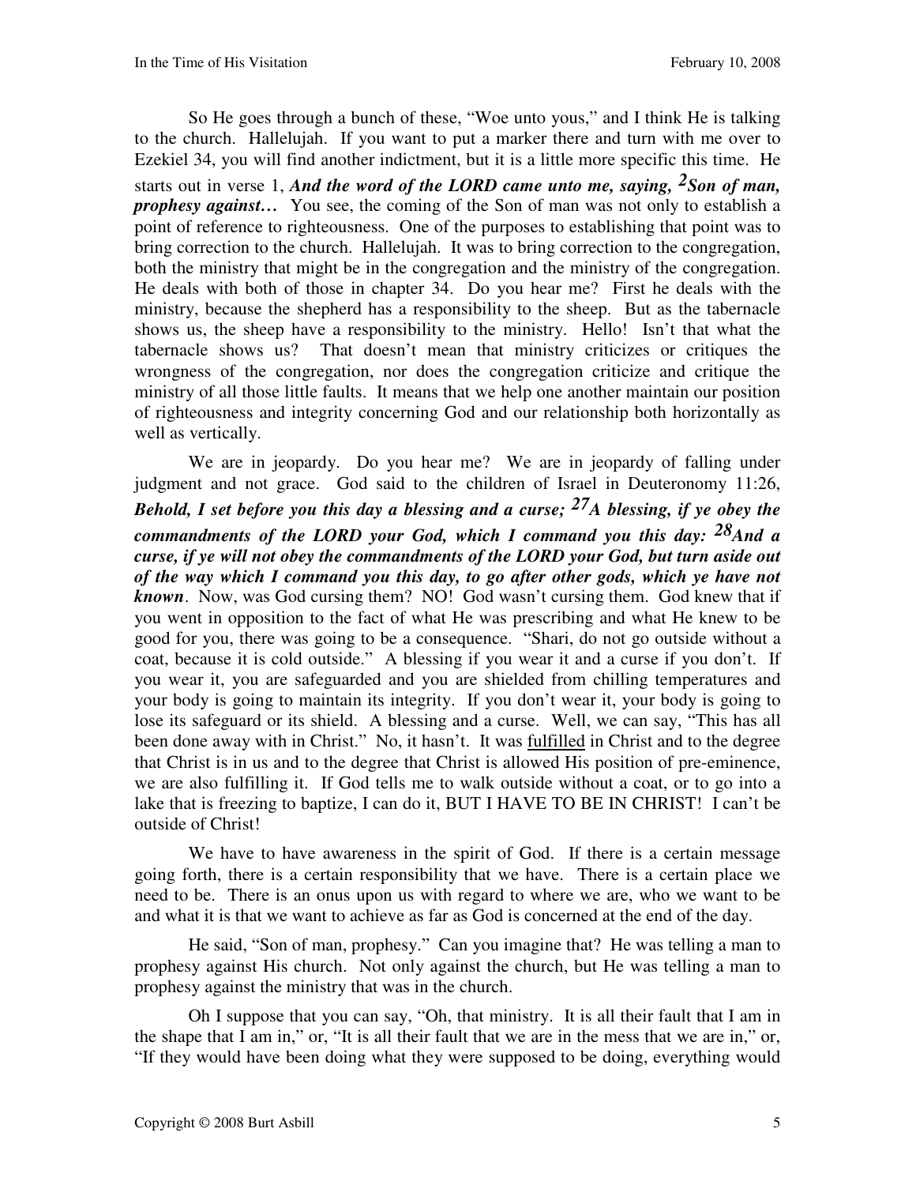So He goes through a bunch of these, "Woe unto yous," and I think He is talking to the church. Hallelujah. If you want to put a marker there and turn with me over to Ezekiel 34, you will find another indictment, but it is a little more specific this time. He starts out in verse 1, ***And the word of the LORD came unto me, saying, 2Son of man, prophesy against…*** You see, the coming of the Son of man was not only to establish a point of reference to righteousness. One of the purposes to establishing that point was to bring correction to the church. Hallelujah. It was to bring correction to the congregation, both the ministry that might be in the congregation and the ministry of the congregation. He deals with both of those in chapter 34. Do you hear me? First he deals with the ministry, because the shepherd has a responsibility to the sheep. But as the tabernacle shows us, the sheep have a responsibility to the ministry. Hello! Isn't that what the tabernacle shows us? That doesn't mean that ministry criticizes or critiques the wrongness of the congregation, nor does the congregation criticize and critique the ministry of all those little faults. It means that we help one another maintain our position of righteousness and integrity concerning God and our relationship both horizontally as well as vertically.

We are in jeopardy. Do you hear me? We are in jeopardy of falling under judgment and not grace. God said to the children of Israel in Deuteronomy 11:26, ***Behold, I set before you this day a blessing and a curse; 27A blessing, if ye obey the commandments of the LORD your God, which I command you this day: 28And a curse, if ye will not obey the commandments of the LORD your God, but turn aside out of the way which I command you this day, to go after other gods, which ye have not known***. Now, was God cursing them? NO! God wasn't cursing them. God knew that if you went in opposition to the fact of what He was prescribing and what He knew to be good for you, there was going to be a consequence. "Shari, do not go outside without a coat, because it is cold outside." A blessing if you wear it and a curse if you don't. If you wear it, you are safeguarded and you are shielded from chilling temperatures and your body is going to maintain its integrity. If you don't wear it, your body is going to lose its safeguard or its shield. A blessing and a curse. Well, we can say, "This has all been done away with in Christ." No, it hasn't. It was <u>fulfilled</u> in Christ and to the degree that Christ is in us and to the degree that Christ is allowed His position of pre-eminence, we are also fulfilling it. If God tells me to walk outside without a coat, or to go into a lake that is freezing to baptize, I can do it, BUT I HAVE TO BE IN CHRIST! I can't be outside of Christ!

We have to have awareness in the spirit of God. If there is a certain message going forth, there is a certain responsibility that we have. There is a certain place we need to be. There is an onus upon us with regard to where we are, who we want to be and what it is that we want to achieve as far as God is concerned at the end of the day.

He said, "Son of man, prophesy." Can you imagine that? He was telling a man to prophesy against His church. Not only against the church, but He was telling a man to prophesy against the ministry that was in the church.

Oh I suppose that you can say, "Oh, that ministry. It is all their fault that I am in the shape that I am in," or, "It is all their fault that we are in the mess that we are in," or, "If they would have been doing what they were supposed to be doing, everything would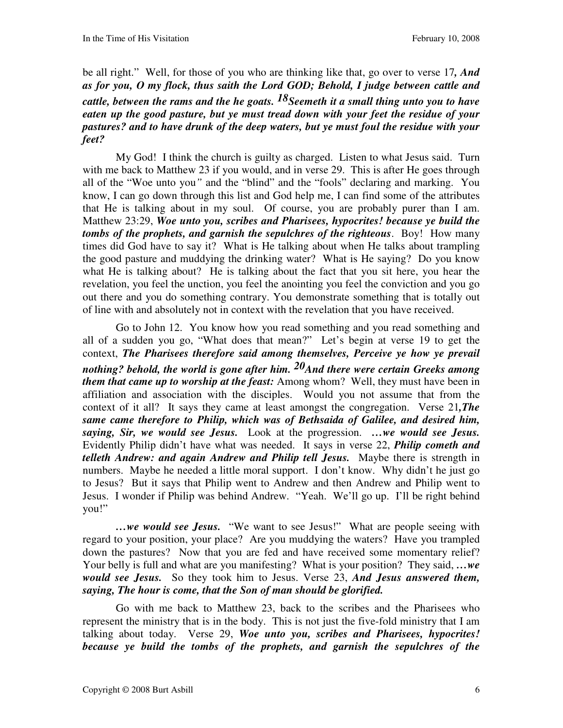be all right." Well, for those of you who are thinking like that, go over to verse 17*, **And as for you, O my flock, thus saith the Lord GOD; Behold, I judge between cattle and cattle, between the rams and the he goats. 18Seemeth it a small thing unto you to have eaten up the good pasture, but ye must tread down with your feet the residue of your pastures? and to have drunk of the deep waters, but ye must foul the residue with your feet?***

My God! I think the church is guilty as charged. Listen to what Jesus said. Turn with me back to Matthew 23 if you would, and in verse 29. This is after He goes through all of the "Woe unto you*"* and the "blind" and the "fools" declaring and marking. You know, I can go down through this list and God help me, I can find some of the attributes that He is talking about in my soul. Of course, you are probably purer than I am. Matthew 23:29, ***Woe unto you, scribes and Pharisees, hypocrites! because ye build the tombs of the prophets, and garnish the sepulchres of the righteous***. Boy! How many times did God have to say it? What is He talking about when He talks about trampling the good pasture and muddying the drinking water? What is He saying? Do you know what He is talking about? He is talking about the fact that you sit here, you hear the revelation, you feel the unction, you feel the anointing you feel the conviction and you go out there and you do something contrary. You demonstrate something that is totally out of line with and absolutely not in context with the revelation that you have received.

Go to John 12. You know how you read something and you read something and all of a sudden you go, "What does that mean?" Let's begin at verse 19 to get the context, ***The Pharisees therefore said among themselves, Perceive ye how ye prevail nothing? behold, the world is gone after him. 20And there were certain Greeks among them that came up to worship at the feast:*** Among whom? Well, they must have been in affiliation and association with the disciples. Would you not assume that from the context of it all? It says they came at least amongst the congregation. Verse 21*,**The same came therefore to Philip, which was of Bethsaida of Galilee, and desired him, saying, Sir, we would see Jesus.*** Look at the progression. ***…we would see Jesus.*** Evidently Philip didn't have what was needed. It says in verse 22, ***Philip cometh and telleth Andrew: and again Andrew and Philip tell Jesus.*** Maybe there is strength in numbers. Maybe he needed a little moral support. I don't know. Why didn't he just go to Jesus? But it says that Philip went to Andrew and then Andrew and Philip went to Jesus. I wonder if Philip was behind Andrew. "Yeah. We'll go up. I'll be right behind you!"

***…we would see Jesus.*** "We want to see Jesus!" What are people seeing with regard to your position, your place? Are you muddying the waters? Have you trampled down the pastures? Now that you are fed and have received some momentary relief? Your belly is full and what are you manifesting? What is your position? They said, ***…we would see Jesus.*** So they took him to Jesus. Verse 23, ***And Jesus answered them, saying, The hour is come, that the Son of man should be glorified.***

Go with me back to Matthew 23, back to the scribes and the Pharisees who represent the ministry that is in the body. This is not just the five-fold ministry that I am talking about today. Verse 29, ***Woe unto you, scribes and Pharisees, hypocrites! because ye build the tombs of the prophets, and garnish the sepulchres of the***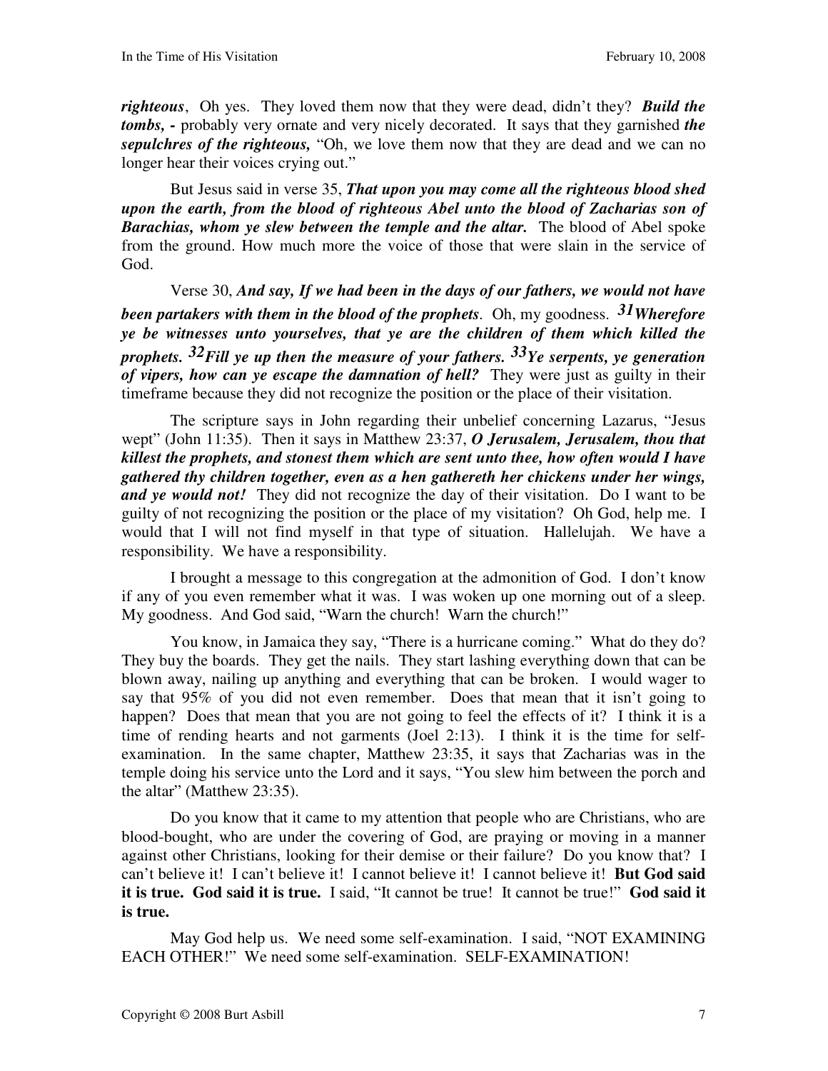***righteous***, Oh yes. They loved them now that they were dead, didn't they? ***Build the tombs, -*** probably very ornate and very nicely decorated. It says that they garnished ***the sepulchres of the righteous,*** "Oh, we love them now that they are dead and we can no longer hear their voices crying out."

But Jesus said in verse 35, ***That upon you may come all the righteous blood shed upon the earth, from the blood of righteous Abel unto the blood of Zacharias son of Barachias, whom ye slew between the temple and the altar.*** The blood of Abel spoke from the ground. How much more the voice of those that were slain in the service of God.

Verse 30, ***And say, If we had been in the days of our fathers, we would not have been partakers with them in the blood of the prophets***. Oh, my goodness. ***31Wherefore ye be witnesses unto yourselves, that ye are the children of them which killed the prophets. 32Fill ye up then the measure of your fathers. 33Ye serpents, ye generation of vipers, how can ye escape the damnation of hell?*** They were just as guilty in their timeframe because they did not recognize the position or the place of their visitation.

The scripture says in John regarding their unbelief concerning Lazarus, "Jesus wept" (John 11:35). Then it says in Matthew 23:37, ***O Jerusalem, Jerusalem, thou that killest the prophets, and stonest them which are sent unto thee, how often would I have gathered thy children together, even as a hen gathereth her chickens under her wings, and ye would not!*** They did not recognize the day of their visitation. Do I want to be guilty of not recognizing the position or the place of my visitation? Oh God, help me. I would that I will not find myself in that type of situation. Hallelujah. We have a responsibility. We have a responsibility.

I brought a message to this congregation at the admonition of God. I don't know if any of you even remember what it was. I was woken up one morning out of a sleep. My goodness. And God said, "Warn the church! Warn the church!"

You know, in Jamaica they say, "There is a hurricane coming." What do they do? They buy the boards. They get the nails. They start lashing everything down that can be blown away, nailing up anything and everything that can be broken. I would wager to say that 95% of you did not even remember. Does that mean that it isn't going to happen? Does that mean that you are not going to feel the effects of it? I think it is a time of rending hearts and not garments (Joel 2:13). I think it is the time for self-examination. In the same chapter, Matthew 23:35, it says that Zacharias was in the temple doing his service unto the Lord and it says, "You slew him between the porch and the altar" (Matthew 23:35).

Do you know that it came to my attention that people who are Christians, who are blood-bought, who are under the covering of God, are praying or moving in a manner against other Christians, looking for their demise or their failure? Do you know that? I can't believe it! I can't believe it! I cannot believe it! I cannot believe it! **But God said it is true. God said it is true.** I said, "It cannot be true! It cannot be true!" **God said it is true.**

May God help us. We need some self-examination. I said, "NOT EXAMINING EACH OTHER!" We need some self-examination. SELF-EXAMINATION!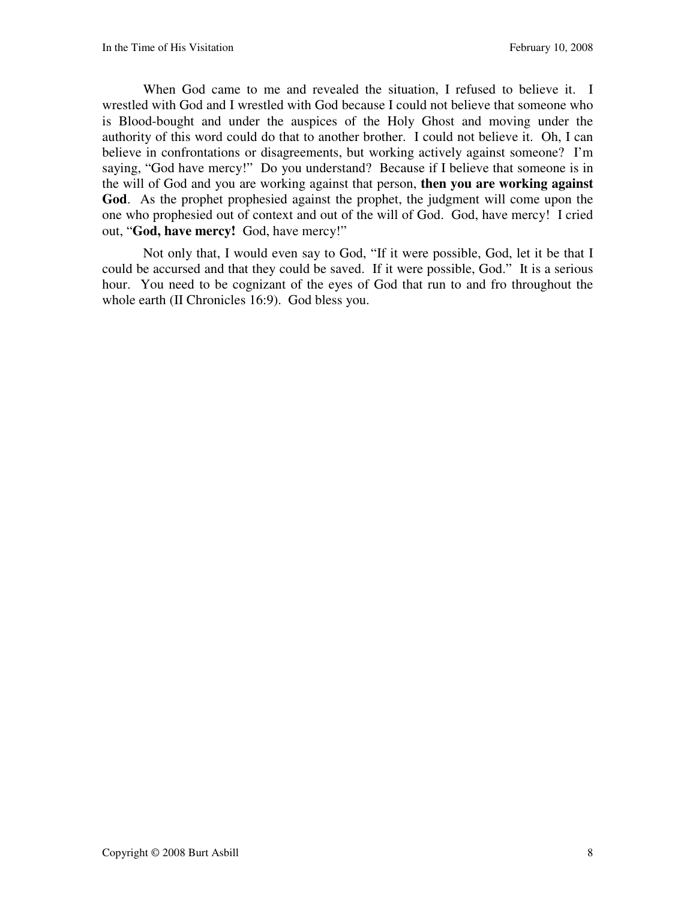When God came to me and revealed the situation, I refused to believe it. I wrestled with God and I wrestled with God because I could not believe that someone who is Blood-bought and under the auspices of the Holy Ghost and moving under the authority of this word could do that to another brother. I could not believe it. Oh, I can believe in confrontations or disagreements, but working actively against someone? I'm saying, "God have mercy!" Do you understand? Because if I believe that someone is in the will of God and you are working against that person, **then you are working against God**. As the prophet prophesied against the prophet, the judgment will come upon the one who prophesied out of context and out of the will of God. God, have mercy! I cried out, "**God, have mercy!** God, have mercy!"

Not only that, I would even say to God, "If it were possible, God, let it be that I could be accursed and that they could be saved. If it were possible, God." It is a serious hour. You need to be cognizant of the eyes of God that run to and fro throughout the whole earth (II Chronicles 16:9). God bless you.